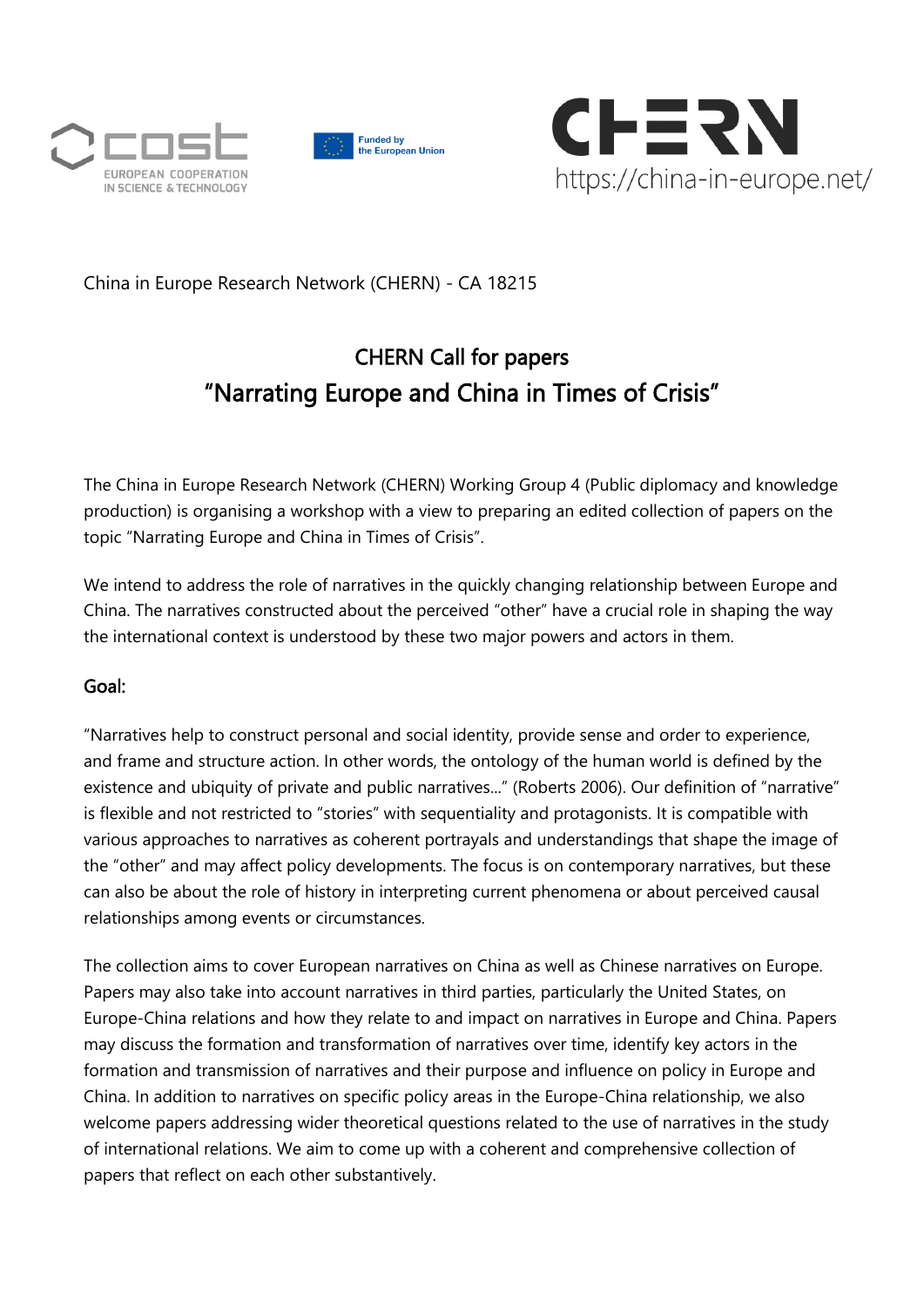China in Europe Research Network (CHERN) - CA 18215

# CHERN Call for papers
# "Narrating Europe and China in Times of Crisis"

The China in Europe Research Network (CHERN) Working Group 4 (Public diplomacy and knowledge production) is organising a workshop with a view to preparing an edited collection of papers on the topic "Narrating Europe and China in Times of Crisis".

We intend to address the role of narratives in the quickly changing relationship between Europe and China. The narratives constructed about the perceived "other" have a crucial role in shaping the way the international context is understood by these two major powers and actors in them.

## Goal:

"Narratives help to construct personal and social identity, provide sense and order to experience, and frame and structure action. In other words, the ontology of the human world is defined by the existence and ubiquity of private and public narratives..." (Roberts 2006). Our definition of "narrative" is flexible and not restricted to "stories" with sequentiality and protagonists. It is compatible with various approaches to narratives as coherent portrayals and understandings that shape the image of the "other" and may affect policy developments. The focus is on contemporary narratives, but these can also be about the role of history in interpreting current phenomena or about perceived causal relationships among events or circumstances.

The collection aims to cover European narratives on China as well as Chinese narratives on Europe. Papers may also take into account narratives in third parties, particularly the United States, on Europe-China relations and how they relate to and impact on narratives in Europe and China. Papers may discuss the formation and transformation of narratives over time, identify key actors in the formation and transmission of narratives and their purpose and influence on policy in Europe and China. In addition to narratives on specific policy areas in the Europe-China relationship, we also welcome papers addressing wider theoretical questions related to the use of narratives in the study of international relations. We aim to come up with a coherent and comprehensive collection of papers that reflect on each other substantively.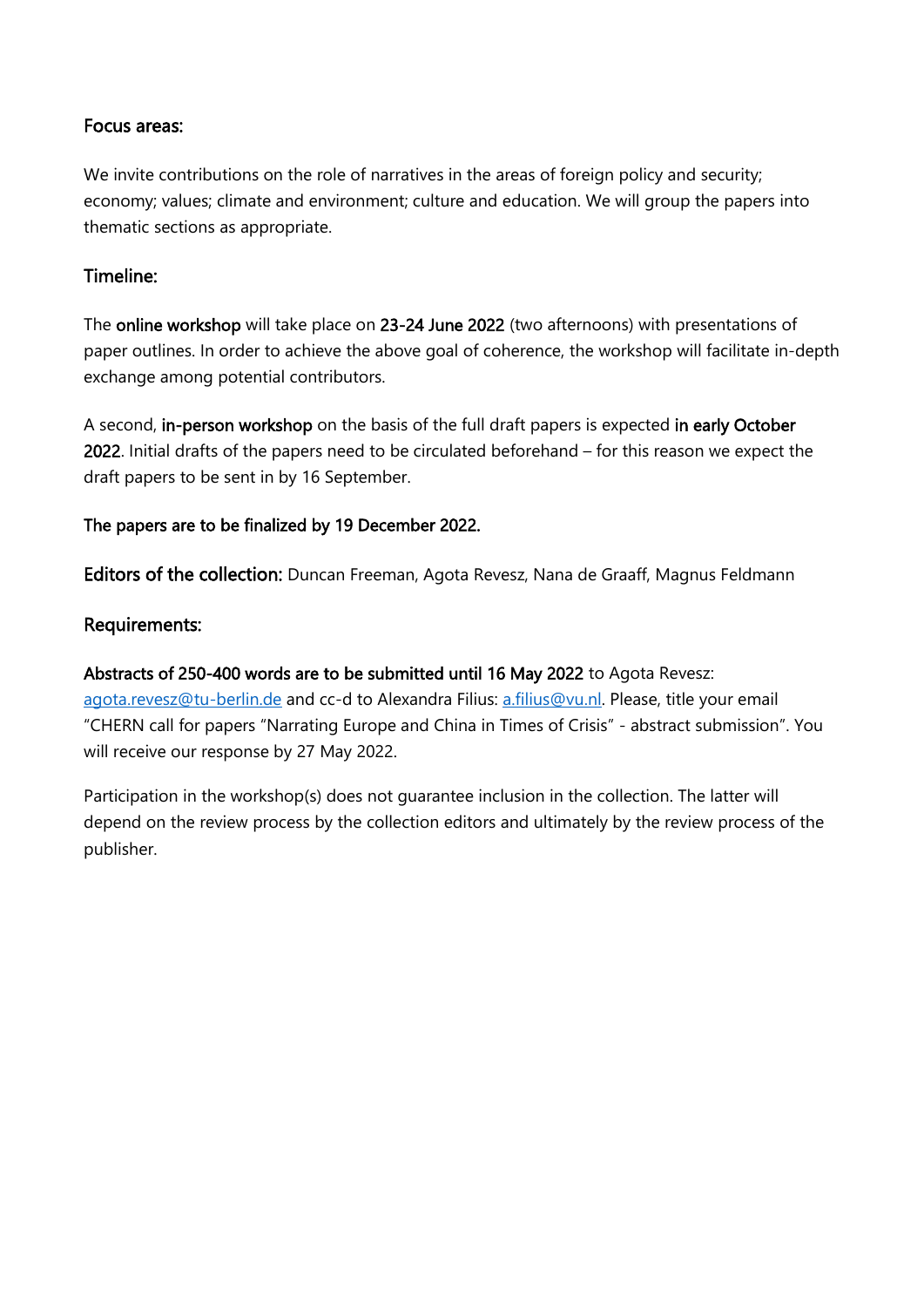## Focus areas:

We invite contributions on the role of narratives in the areas of foreign policy and security; economy; values; climate and environment; culture and education. We will group the papers into thematic sections as appropriate.

## Timeline:

The **online workshop** will take place on **23-24 June 2022** (two afternoons) with presentations of paper outlines. In order to achieve the above goal of coherence, the workshop will facilitate in-depth exchange among potential contributors.

A second, **in-person workshop** on the basis of the full draft papers is expected **in early October 2022**. Initial drafts of the papers need to be circulated beforehand – for this reason we expect the draft papers to be sent in by 16 September.

**The papers are to be finalized by 19 December 2022.**

**Editors of the collection:** Duncan Freeman, Agota Revesz, Nana de Graaff, Magnus Feldmann

## Requirements:

**Abstracts of 250-400 words are to be submitted until 16 May 2022** to Agota Revesz: agota.revesz@tu-berlin.de and cc-d to Alexandra Filius: a.filius@vu.nl. Please, title your email "CHERN call for papers "Narrating Europe and China in Times of Crisis" - abstract submission". You will receive our response by 27 May 2022.

Participation in the workshop(s) does not guarantee inclusion in the collection. The latter will depend on the review process by the collection editors and ultimately by the review process of the publisher.